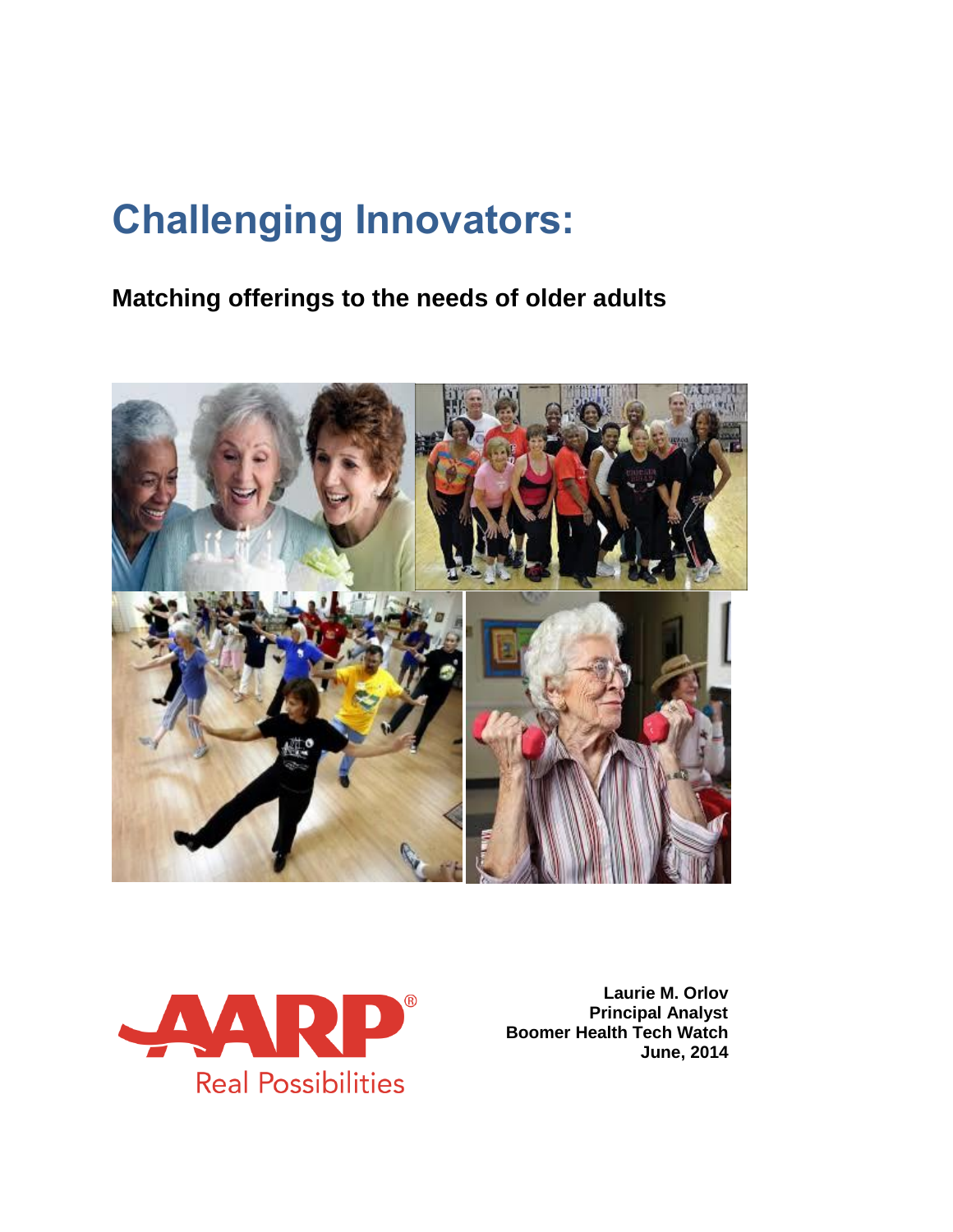# Challenging Innovators:

## Matching offerings to the needs of older adults

AARP® Real Possibilities

**Laurie M. Orlov**
**Principal Analyst**
**Boomer Health Tech Watch**
**June, 2014**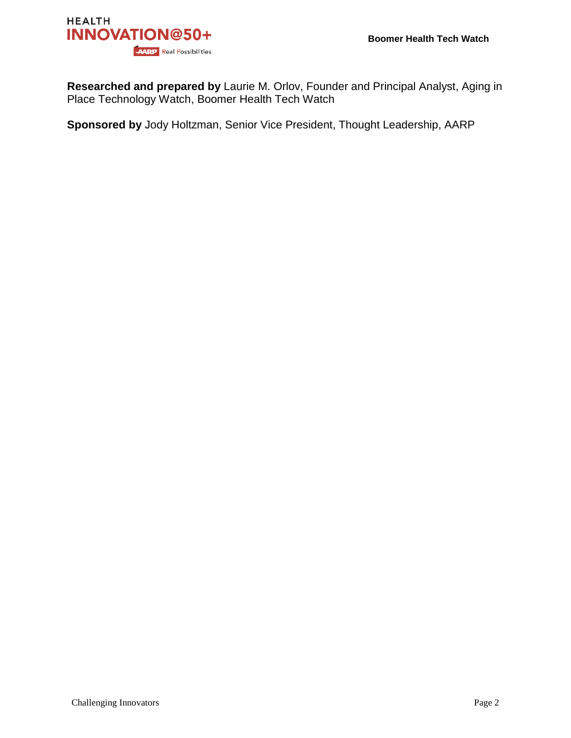**Researched and prepared by** Laurie M. Orlov, Founder and Principal Analyst, Aging in Place Technology Watch, Boomer Health Tech Watch

**Sponsored by** Jody Holtzman, Senior Vice President, Thought Leadership, AARP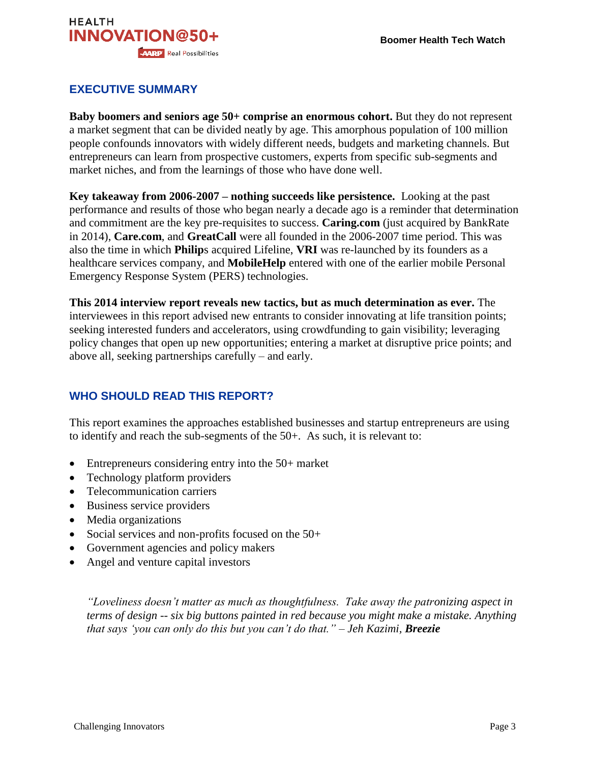## EXECUTIVE SUMMARY

**Baby boomers and seniors age 50+ comprise an enormous cohort.** But they do not represent a market segment that can be divided neatly by age. This amorphous population of 100 million people confounds innovators with widely different needs, budgets and marketing channels. But entrepreneurs can learn from prospective customers, experts from specific sub-segments and market niches, and from the learnings of those who have done well.

**Key takeaway from 2006-2007 – nothing succeeds like persistence.** Looking at the past performance and results of those who began nearly a decade ago is a reminder that determination and commitment are the key pre-requisites to success. **Caring.com** (just acquired by BankRate in 2014), **Care.com**, and **GreatCall** were all founded in the 2006-2007 time period. This was also the time in which **Philip**s acquired Lifeline, **VRI** was re-launched by its founders as a healthcare services company, and **MobileHelp** entered with one of the earlier mobile Personal Emergency Response System (PERS) technologies.

**This 2014 interview report reveals new tactics, but as much determination as ever.** The interviewees in this report advised new entrants to consider innovating at life transition points; seeking interested funders and accelerators, using crowdfunding to gain visibility; leveraging policy changes that open up new opportunities; entering a market at disruptive price points; and above all, seeking partnerships carefully – and early.

## WHO SHOULD READ THIS REPORT?

This report examines the approaches established businesses and startup entrepreneurs are using to identify and reach the sub-segments of the 50+. As such, it is relevant to:

- Entrepreneurs considering entry into the 50+ market
- Technology platform providers
- Telecommunication carriers
- Business service providers
- Media organizations
- Social services and non-profits focused on the 50+
- Government agencies and policy makers
- Angel and venture capital investors

*"Loveliness doesn't matter as much as thoughtfulness. Take away the patronizing aspect in terms of design -- six big buttons painted in red because you might make a mistake. Anything that says 'you can only do this but you can't do that." – Jeh Kazimi,* ***Breezie***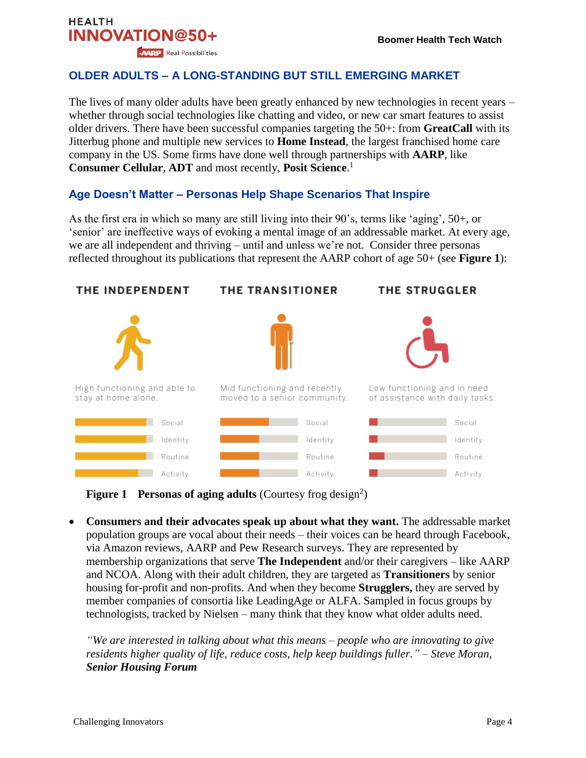## OLDER ADULTS – A LONG-STANDING BUT STILL EMERGING MARKET

The lives of many older adults have been greatly enhanced by new technologies in recent years – whether through social technologies like chatting and video, or new car smart features to assist older drivers. There have been successful companies targeting the 50+: from **GreatCall** with its Jitterbug phone and multiple new services to **Home Instead**, the largest franchised home care company in the US. Some firms have done well through partnerships with **AARP**, like **Consumer Cellular**, **ADT** and most recently, **Posit Science**.[1]

### Age Doesn't Matter – Personas Help Shape Scenarios That Inspire

As the first era in which so many are still living into their 90's, terms like 'aging', 50+, or 'senior' are ineffective ways of evoking a mental image of an addressable market. At every age, we are all independent and thriving – until and unless we're not. Consider three personas reflected throughout its publications that represent the AARP cohort of age 50+ (see **Figure 1**):

THE INDEPENDENT

High functioning and able to stay at home alone.

Social
Identity
Routine
Activity

THE TRANSITIONER

Mid functioning and recently moved to a senior community.

Social
Identity
Routine
Activity

THE STRUGGLER

Low functioning and in need of assistance with daily tasks.

Social
Identity
Routine
Activity

**Figure 1 Personas of aging adults** (Courtesy frog design[2])

- **Consumers and their advocates speak up about what they want.** The addressable market population groups are vocal about their needs – their voices can be heard through Facebook, via Amazon reviews, AARP and Pew Research surveys. They are represented by membership organizations that serve **The Independent** and/or their caregivers – like AARP and NCOA. Along with their adult children, they are targeted as **Transitioners** by senior housing for-profit and non-profits. And when they become **Strugglers,** they are served by member companies of consortia like LeadingAge or ALFA. Sampled in focus groups by technologists, tracked by Nielsen – many think that they know what older adults need.

*"We are interested in talking about what this means – people who are innovating to give residents higher quality of life, reduce costs, help keep buildings fuller." – Steve Moran,* ***Senior Housing Forum***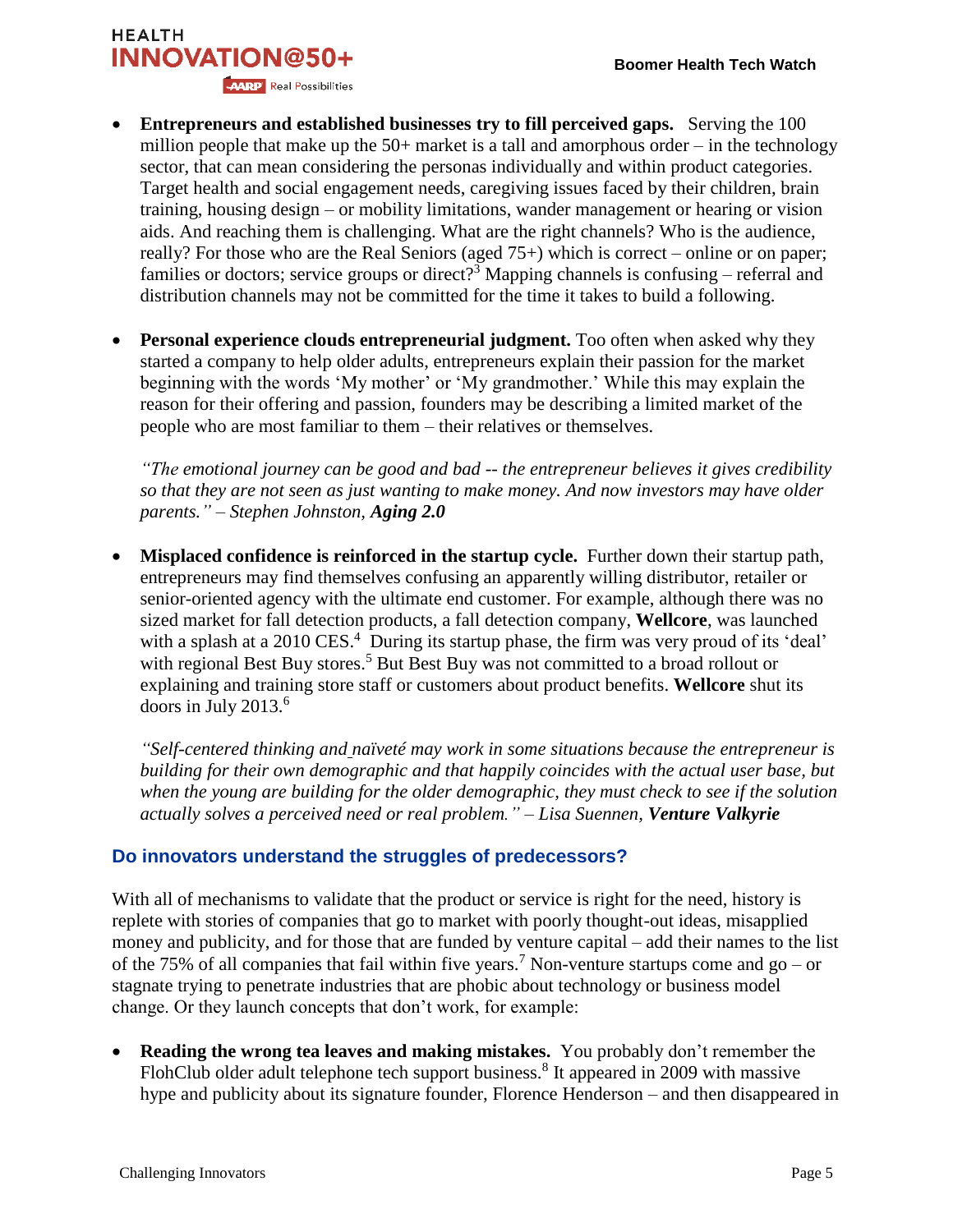- **Entrepreneurs and established businesses try to fill perceived gaps.** Serving the 100 million people that make up the 50+ market is a tall and amorphous order – in the technology sector, that can mean considering the personas individually and within product categories. Target health and social engagement needs, caregiving issues faced by their children, brain training, housing design – or mobility limitations, wander management or hearing or vision aids. And reaching them is challenging. What are the right channels? Who is the audience, really? For those who are the Real Seniors (aged 75+) which is correct – online or on paper; families or doctors; service groups or direct?[3] Mapping channels is confusing – referral and distribution channels may not be committed for the time it takes to build a following.

- **Personal experience clouds entrepreneurial judgment.** Too often when asked why they started a company to help older adults, entrepreneurs explain their passion for the market beginning with the words 'My mother' or 'My grandmother.' While this may explain the reason for their offering and passion, founders may be describing a limited market of the people who are most familiar to them – their relatives or themselves.

  *"The emotional journey can be good and bad -- the entrepreneur believes it gives credibility so that they are not seen as just wanting to make money. And now investors may have older parents." – Stephen Johnston,* ***Aging 2.0***

- **Misplaced confidence is reinforced in the startup cycle.** Further down their startup path, entrepreneurs may find themselves confusing an apparently willing distributor, retailer or senior-oriented agency with the ultimate end customer. For example, although there was no sized market for fall detection products, a fall detection company, **Wellcore**, was launched with a splash at a 2010 CES.[4] During its startup phase, the firm was very proud of its 'deal' with regional Best Buy stores.[5] But Best Buy was not committed to a broad rollout or explaining and training store staff or customers about product benefits. **Wellcore** shut its doors in July 2013.[6]

  *"Self-centered thinking and naïveté may work in some situations because the entrepreneur is building for their own demographic and that happily coincides with the actual user base, but when the young are building for the older demographic, they must check to see if the solution actually solves a perceived need or real problem." – Lisa Suennen,* ***Venture Valkyrie***

## Do innovators understand the struggles of predecessors?

With all of mechanisms to validate that the product or service is right for the need, history is replete with stories of companies that go to market with poorly thought-out ideas, misapplied money and publicity, and for those that are funded by venture capital – add their names to the list of the 75% of all companies that fail within five years.[7] Non-venture startups come and go – or stagnate trying to penetrate industries that are phobic about technology or business model change. Or they launch concepts that don't work, for example:

- **Reading the wrong tea leaves and making mistakes.** You probably don't remember the FlohClub older adult telephone tech support business.[8] It appeared in 2009 with massive hype and publicity about its signature founder, Florence Henderson – and then disappeared in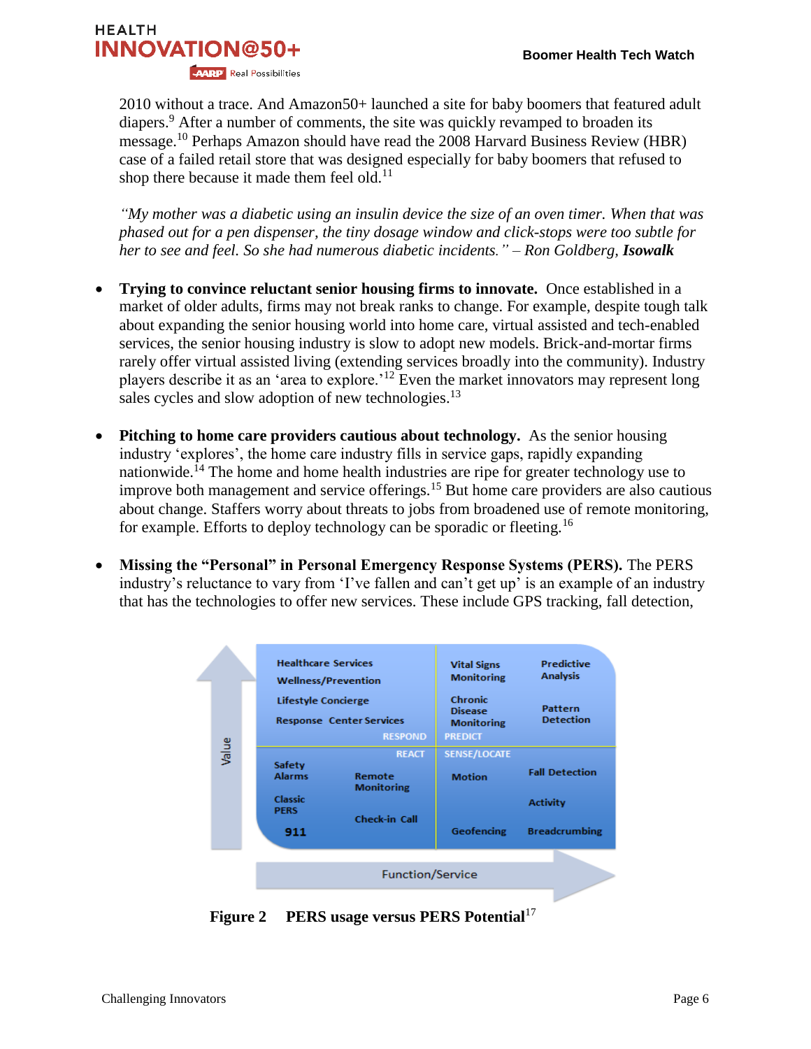2010 without a trace. And Amazon50+ launched a site for baby boomers that featured adult diapers.[9] After a number of comments, the site was quickly revamped to broaden its message.[10] Perhaps Amazon should have read the 2008 Harvard Business Review (HBR) case of a failed retail store that was designed especially for baby boomers that refused to shop there because it made them feel old.[11]

*"My mother was a diabetic using an insulin device the size of an oven timer. When that was phased out for a pen dispenser, the tiny dosage window and click-stops were too subtle for her to see and feel. So she had numerous diabetic incidents." – Ron Goldberg,* ***Isowalk***

- **Trying to convince reluctant senior housing firms to innovate.** Once established in a market of older adults, firms may not break ranks to change. For example, despite tough talk about expanding the senior housing world into home care, virtual assisted and tech-enabled services, the senior housing industry is slow to adopt new models. Brick-and-mortar firms rarely offer virtual assisted living (extending services broadly into the community). Industry players describe it as an 'area to explore.'[12] Even the market innovators may represent long sales cycles and slow adoption of new technologies.[13]

- **Pitching to home care providers cautious about technology.** As the senior housing industry 'explores', the home care industry fills in service gaps, rapidly expanding nationwide.[14] The home and home health industries are ripe for greater technology use to improve both management and service offerings.[15] But home care providers are also cautious about change. Staffers worry about threats to jobs from broadened use of remote monitoring, for example. Efforts to deploy technology can be sporadic or fleeting.[16]

- **Missing the "Personal" in Personal Emergency Response Systems (PERS).** The PERS industry's reluctance to vary from 'I've fallen and can't get up' is an example of an industry that has the technologies to offer new services. These include GPS tracking, fall detection,

| RESPOND | PREDICT |
|---|---|
| Healthcare Services; Wellness/Prevention; Lifestyle Concierge; Response Center Services | Vital Signs Monitoring; Predictive Analysis; Chronic Disease Monitoring; Pattern Detection |
| **REACT** | **SENSE/LOCATE** |
| Safety Alarms; Remote Monitoring; Classic PERS; Check-in Call; 911 | Motion; Fall Detection; Activity; Geofencing; Breadcrumbing |

(Vertical axis: Value; Horizontal axis: Function/Service)

**Figure 2 PERS usage versus PERS Potential**[17]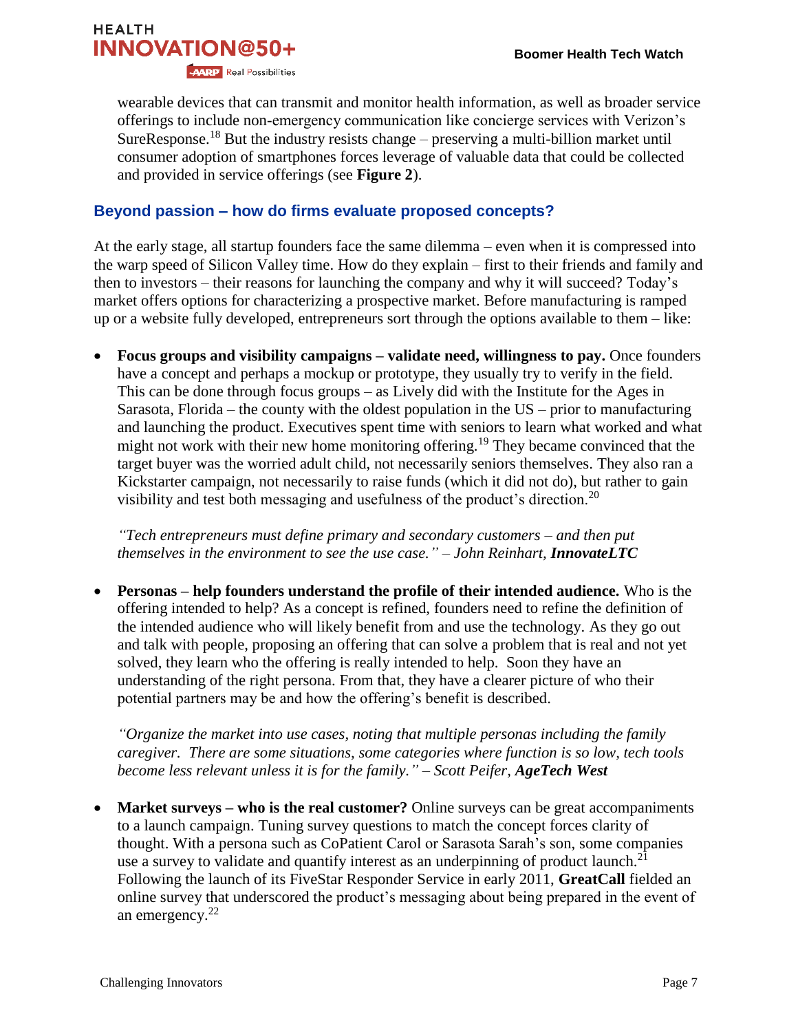wearable devices that can transmit and monitor health information, as well as broader service offerings to include non-emergency communication like concierge services with Verizon's SureResponse.[18] But the industry resists change – preserving a multi-billion market until consumer adoption of smartphones forces leverage of valuable data that could be collected and provided in service offerings (see **Figure 2**).

## Beyond passion – how do firms evaluate proposed concepts?

At the early stage, all startup founders face the same dilemma – even when it is compressed into the warp speed of Silicon Valley time. How do they explain – first to their friends and family and then to investors – their reasons for launching the company and why it will succeed? Today's market offers options for characterizing a prospective market. Before manufacturing is ramped up or a website fully developed, entrepreneurs sort through the options available to them – like:

- **Focus groups and visibility campaigns – validate need, willingness to pay.** Once founders have a concept and perhaps a mockup or prototype, they usually try to verify in the field. This can be done through focus groups – as Lively did with the Institute for the Ages in Sarasota, Florida – the county with the oldest population in the US – prior to manufacturing and launching the product. Executives spent time with seniors to learn what worked and what might not work with their new home monitoring offering.[19] They became convinced that the target buyer was the worried adult child, not necessarily seniors themselves. They also ran a Kickstarter campaign, not necessarily to raise funds (which it did not do), but rather to gain visibility and test both messaging and usefulness of the product's direction.[20]

  *"Tech entrepreneurs must define primary and secondary customers – and then put themselves in the environment to see the use case." – John Reinhart, **InnovateLTC***

- **Personas – help founders understand the profile of their intended audience.** Who is the offering intended to help? As a concept is refined, founders need to refine the definition of the intended audience who will likely benefit from and use the technology. As they go out and talk with people, proposing an offering that can solve a problem that is real and not yet solved, they learn who the offering is really intended to help. Soon they have an understanding of the right persona. From that, they have a clearer picture of who their potential partners may be and how the offering's benefit is described.

  *"Organize the market into use cases, noting that multiple personas including the family caregiver. There are some situations, some categories where function is so low, tech tools become less relevant unless it is for the family." – Scott Peifer, **AgeTech West***

- **Market surveys – who is the real customer?** Online surveys can be great accompaniments to a launch campaign. Tuning survey questions to match the concept forces clarity of thought. With a persona such as CoPatient Carol or Sarasota Sarah's son, some companies use a survey to validate and quantify interest as an underpinning of product launch.[21] Following the launch of its FiveStar Responder Service in early 2011, **GreatCall** fielded an online survey that underscored the product's messaging about being prepared in the event of an emergency.[22]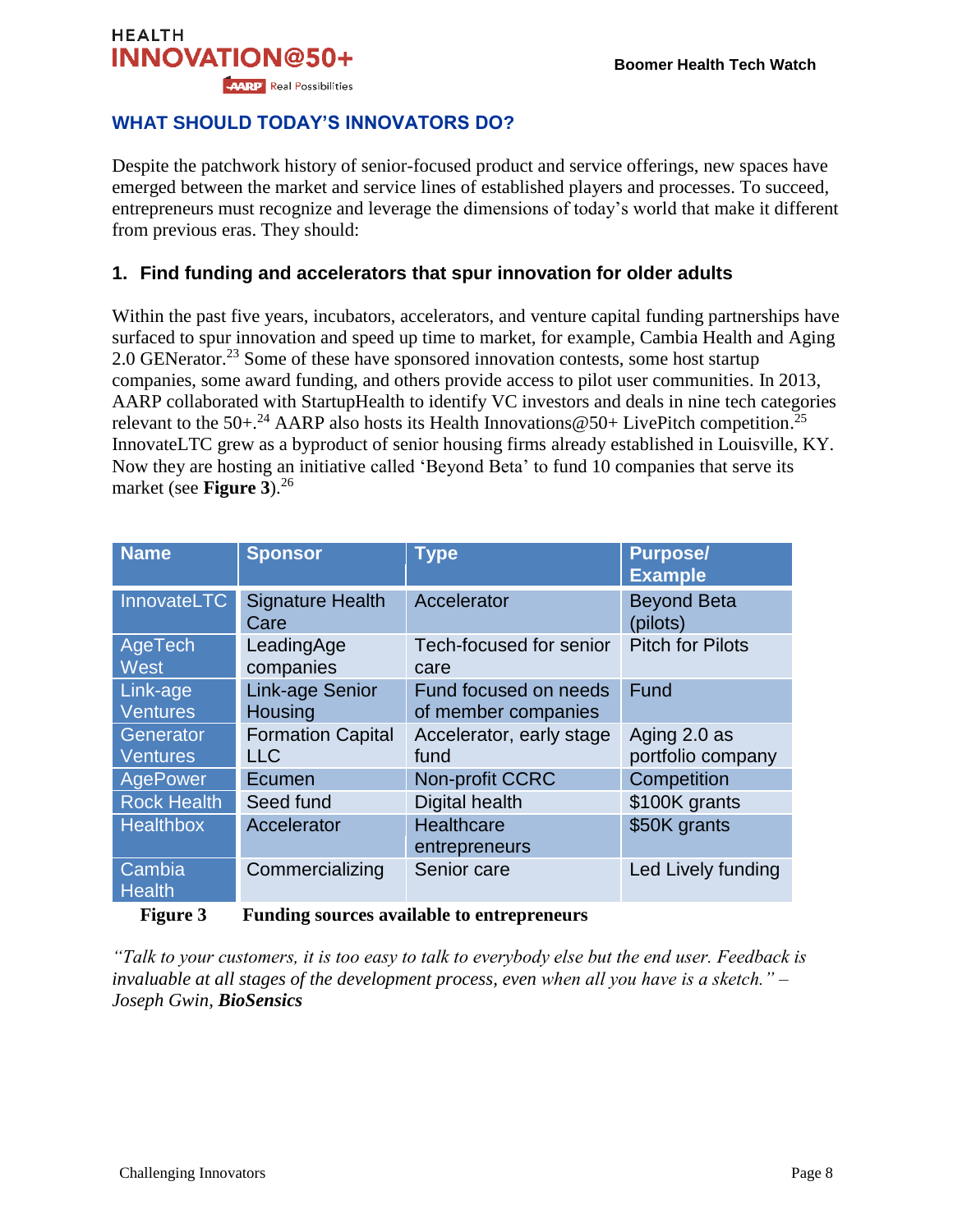## WHAT SHOULD TODAY'S INNOVATORS DO?

Despite the patchwork history of senior-focused product and service offerings, new spaces have emerged between the market and service lines of established players and processes. To succeed, entrepreneurs must recognize and leverage the dimensions of today's world that make it different from previous eras. They should:

### 1. Find funding and accelerators that spur innovation for older adults

Within the past five years, incubators, accelerators, and venture capital funding partnerships have surfaced to spur innovation and speed up time to market, for example, Cambia Health and Aging 2.0 GENerator.[23] Some of these have sponsored innovation contests, some host startup companies, some award funding, and others provide access to pilot user communities. In 2013, AARP collaborated with StartupHealth to identify VC investors and deals in nine tech categories relevant to the 50+.[24] AARP also hosts its Health Innovations@50+ LivePitch competition.[25] InnovateLTC grew as a byproduct of senior housing firms already established in Louisville, KY. Now they are hosting an initiative called 'Beyond Beta' to fund 10 companies that serve its market (see **Figure 3**).[26]

| Name | Sponsor | Type | Purpose/ Example |
|---|---|---|---|
| InnovateLTC | Signature Health Care | Accelerator | Beyond Beta (pilots) |
| AgeTech West | LeadingAge companies | Tech-focused for senior care | Pitch for Pilots |
| Link-age Ventures | Link-age Senior Housing | Fund focused on needs of member companies | Fund |
| Generator Ventures | Formation Capital LLC | Accelerator, early stage fund | Aging 2.0 as portfolio company |
| AgePower | Ecumen | Non-profit CCRC | Competition |
| Rock Health | Seed fund | Digital health | $100K grants |
| Healthbox | Accelerator | Healthcare entrepreneurs | $50K grants |
| Cambia Health | Commercializing | Senior care | Led Lively funding |

**Figure 3 Funding sources available to entrepreneurs**

*"Talk to your customers, it is too easy to talk to everybody else but the end user. Feedback is invaluable at all stages of the development process, even when all you have is a sketch." – Joseph Gwin, **BioSensics***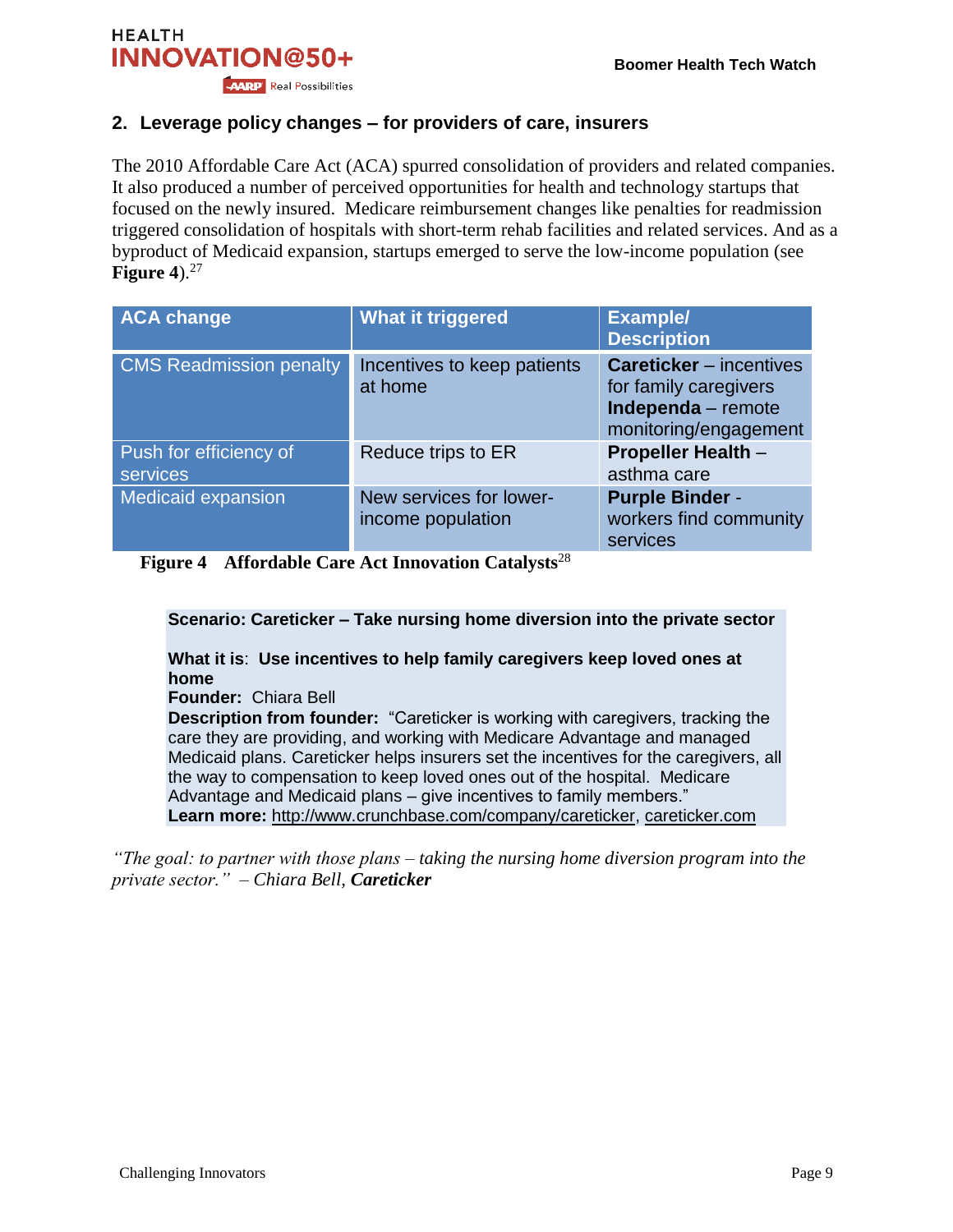## 2. Leverage policy changes – for providers of care, insurers

The 2010 Affordable Care Act (ACA) spurred consolidation of providers and related companies. It also produced a number of perceived opportunities for health and technology startups that focused on the newly insured. Medicare reimbursement changes like penalties for readmission triggered consolidation of hospitals with short-term rehab facilities and related services. And as a byproduct of Medicaid expansion, startups emerged to serve the low-income population (see **Figure 4**).[27]

| ACA change | What it triggered | Example/ Description |
|---|---|---|
| CMS Readmission penalty | Incentives to keep patients at home | **Careticker** – incentives for family caregivers **Independa** – remote monitoring/engagement |
| Push for efficiency of services | Reduce trips to ER | **Propeller Health** – asthma care |
| Medicaid expansion | New services for lower-income population | **Purple Binder** - workers find community services |

**Figure 4 Affordable Care Act Innovation Catalysts**[28]

**Scenario: Careticker – Take nursing home diversion into the private sector**

**What it is**: **Use incentives to help family caregivers keep loved ones at home**
**Founder:** Chiara Bell
**Description from founder:** "Careticker is working with caregivers, tracking the care they are providing, and working with Medicare Advantage and managed Medicaid plans. Careticker helps insurers set the incentives for the caregivers, all the way to compensation to keep loved ones out of the hospital. Medicare Advantage and Medicaid plans – give incentives to family members."
**Learn more:** http://www.crunchbase.com/company/careticker, careticker.com

*"The goal: to partner with those plans – taking the nursing home diversion program into the private sector." – Chiara Bell,* ***Careticker***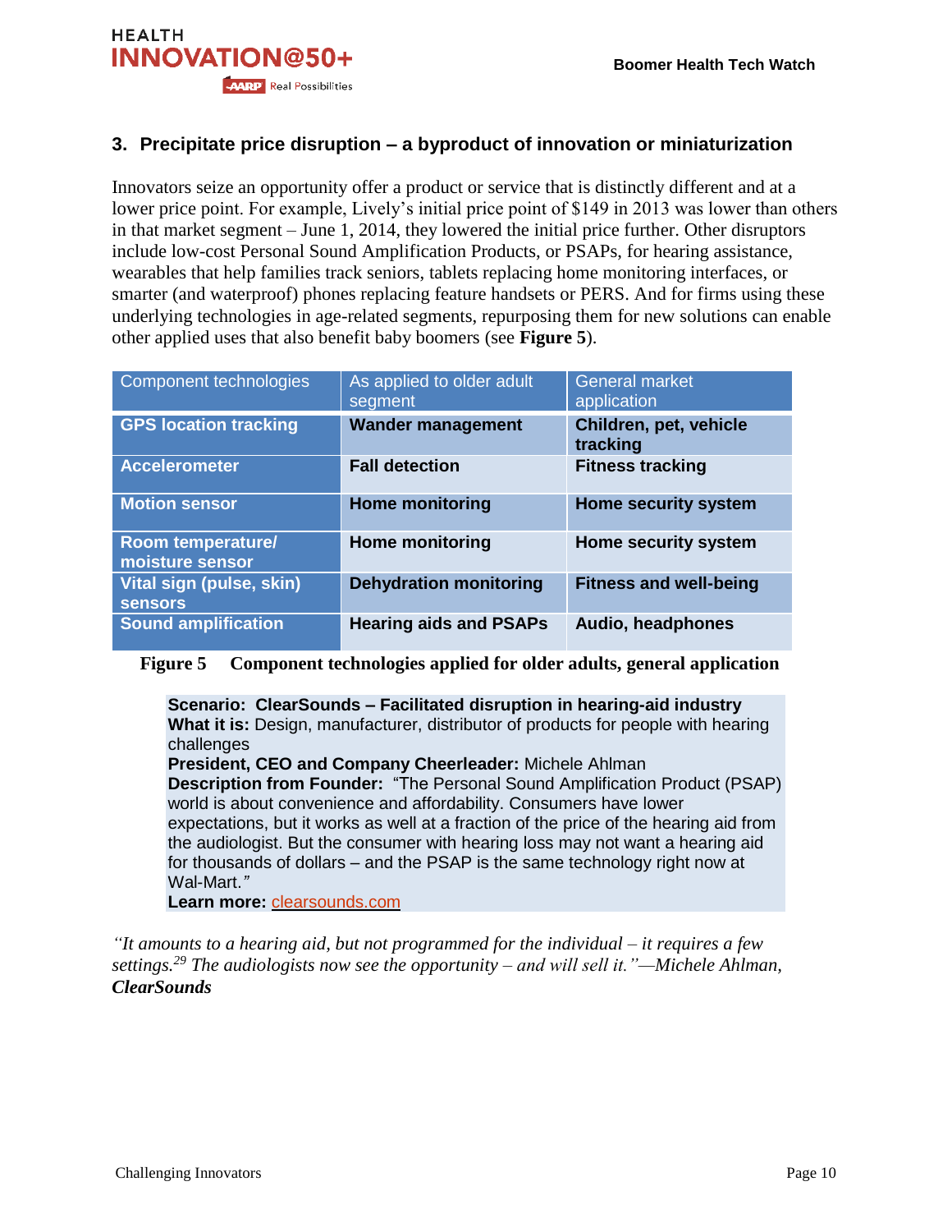## 3. Precipitate price disruption – a byproduct of innovation or miniaturization

Innovators seize an opportunity offer a product or service that is distinctly different and at a lower price point. For example, Lively's initial price point of $149 in 2013 was lower than others in that market segment – June 1, 2014, they lowered the initial price further. Other disruptors include low-cost Personal Sound Amplification Products, or PSAPs, for hearing assistance, wearables that help families track seniors, tablets replacing home monitoring interfaces, or smarter (and waterproof) phones replacing feature handsets or PERS. And for firms using these underlying technologies in age-related segments, repurposing them for new solutions can enable other applied uses that also benefit baby boomers (see **Figure 5**).

| Component technologies | As applied to older adult segment | General market application |
|---|---|---|
| **GPS location tracking** | **Wander management** | **Children, pet, vehicle tracking** |
| **Accelerometer** | **Fall detection** | **Fitness tracking** |
| **Motion sensor** | **Home monitoring** | **Home security system** |
| **Room temperature/ moisture sensor** | **Home monitoring** | **Home security system** |
| **Vital sign (pulse, skin) sensors** | **Dehydration monitoring** | **Fitness and well-being** |
| **Sound amplification** | **Hearing aids and PSAPs** | **Audio, headphones** |

**Figure 5 Component technologies applied for older adults, general application**

**Scenario: ClearSounds – Facilitated disruption in hearing-aid industry**
**What it is:** Design, manufacturer, distributor of products for people with hearing challenges
**President, CEO and Company Cheerleader:** Michele Ahlman
**Description from Founder:** "The Personal Sound Amplification Product (PSAP) world is about convenience and affordability. Consumers have lower expectations, but it works as well at a fraction of the price of the hearing aid from the audiologist. But the consumer with hearing loss may not want a hearing aid for thousands of dollars – and the PSAP is the same technology right now at Wal-Mart."
**Learn more:** clearsounds.com

*"It amounts to a hearing aid, but not programmed for the individual – it requires a few settings.[29] The audiologists now see the opportunity – and will sell it."—Michele Ahlman,* ***ClearSounds***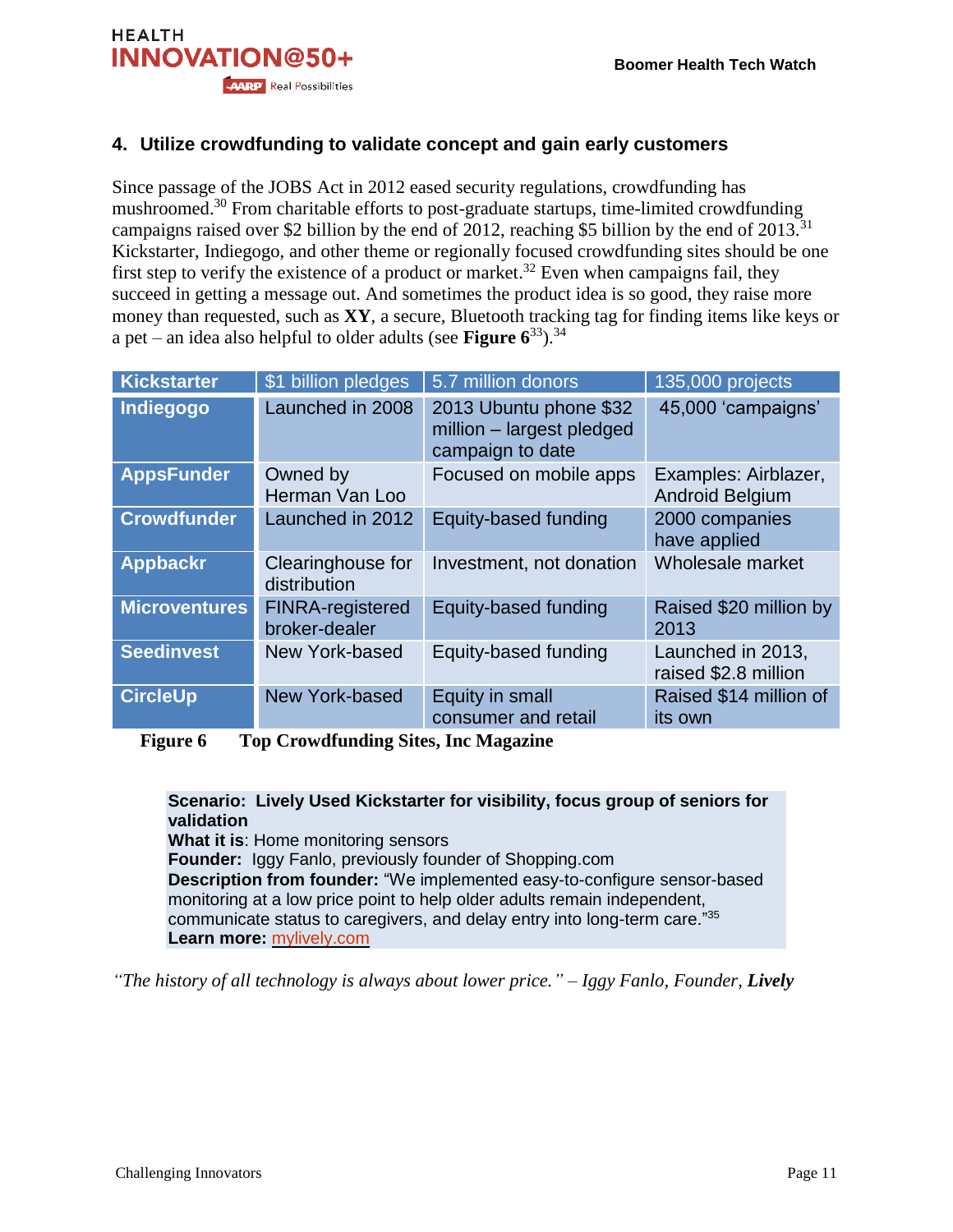## 4. Utilize crowdfunding to validate concept and gain early customers

Since passage of the JOBS Act in 2012 eased security regulations, crowdfunding has mushroomed.[30] From charitable efforts to post-graduate startups, time-limited crowdfunding campaigns raised over $2 billion by the end of 2012, reaching $5 billion by the end of 2013.[31] Kickstarter, Indiegogo, and other theme or regionally focused crowdfunding sites should be one first step to verify the existence of a product or market.[32] Even when campaigns fail, they succeed in getting a message out. And sometimes the product idea is so good, they raise more money than requested, such as **XY**, a secure, Bluetooth tracking tag for finding items like keys or a pet – an idea also helpful to older adults (see **Figure 6**[33]).[34]

| Kickstarter | $1 billion pledges | 5.7 million donors | 135,000 projects |
|---|---|---|---|
| **Indiegogo** | Launched in 2008 | 2013 Ubuntu phone $32 million – largest pledged campaign to date | 45,000 'campaigns' |
| **AppsFunder** | Owned by Herman Van Loo | Focused on mobile apps | Examples: Airblazer, Android Belgium |
| **Crowdfunder** | Launched in 2012 | Equity-based funding | 2000 companies have applied |
| **Appbackr** | Clearinghouse for distribution | Investment, not donation | Wholesale market |
| **Microventures** | FINRA-registered broker-dealer | Equity-based funding | Raised $20 million by 2013 |
| **Seedinvest** | New York-based | Equity-based funding | Launched in 2013, raised $2.8 million |
| **CircleUp** | New York-based | Equity in small consumer and retail | Raised $14 million of its own |

**Figure 6 Top Crowdfunding Sites, Inc Magazine**

> **Scenario: Lively Used Kickstarter for visibility, focus group of seniors for validation**
> **What it is**: Home monitoring sensors
> **Founder:** Iggy Fanlo, previously founder of Shopping.com
> **Description from founder:** "We implemented easy-to-configure sensor-based monitoring at a low price point to help older adults remain independent, communicate status to caregivers, and delay entry into long-term care."[35]
> **Learn more:** mylively.com

*"The history of all technology is always about lower price." – Iggy Fanlo, Founder, **Lively***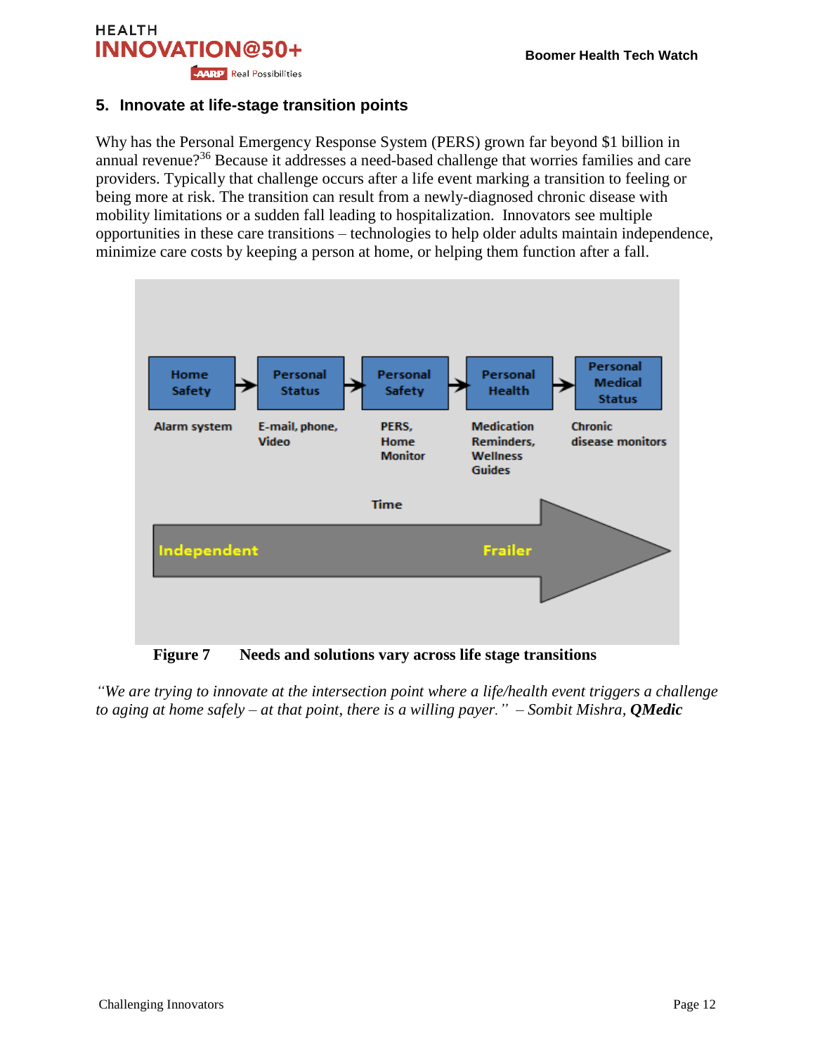## 5. Innovate at life-stage transition points

Why has the Personal Emergency Response System (PERS) grown far beyond $1 billion in annual revenue?[36] Because it addresses a need-based challenge that worries families and care providers. Typically that challenge occurs after a life event marking a transition to feeling or being more at risk. The transition can result from a newly-diagnosed chronic disease with mobility limitations or a sudden fall leading to hospitalization. Innovators see multiple opportunities in these care transitions – technologies to help older adults maintain independence, minimize care costs by keeping a person at home, or helping them function after a fall.

| Home Safety | Personal Status | Personal Safety | Personal Health | Personal Medical Status |
|---|---|---|---|---|
| Alarm system | E-mail, phone, Video | PERS, Home Monitor | Medication Reminders, Wellness Guides | Chronic disease monitors |

Time: Independent → Frailer

**Figure 7 Needs and solutions vary across life stage transitions**

*"We are trying to innovate at the intersection point where a life/health event triggers a challenge to aging at home safely – at that point, there is a willing payer." – Sombit Mishra, **QMedic***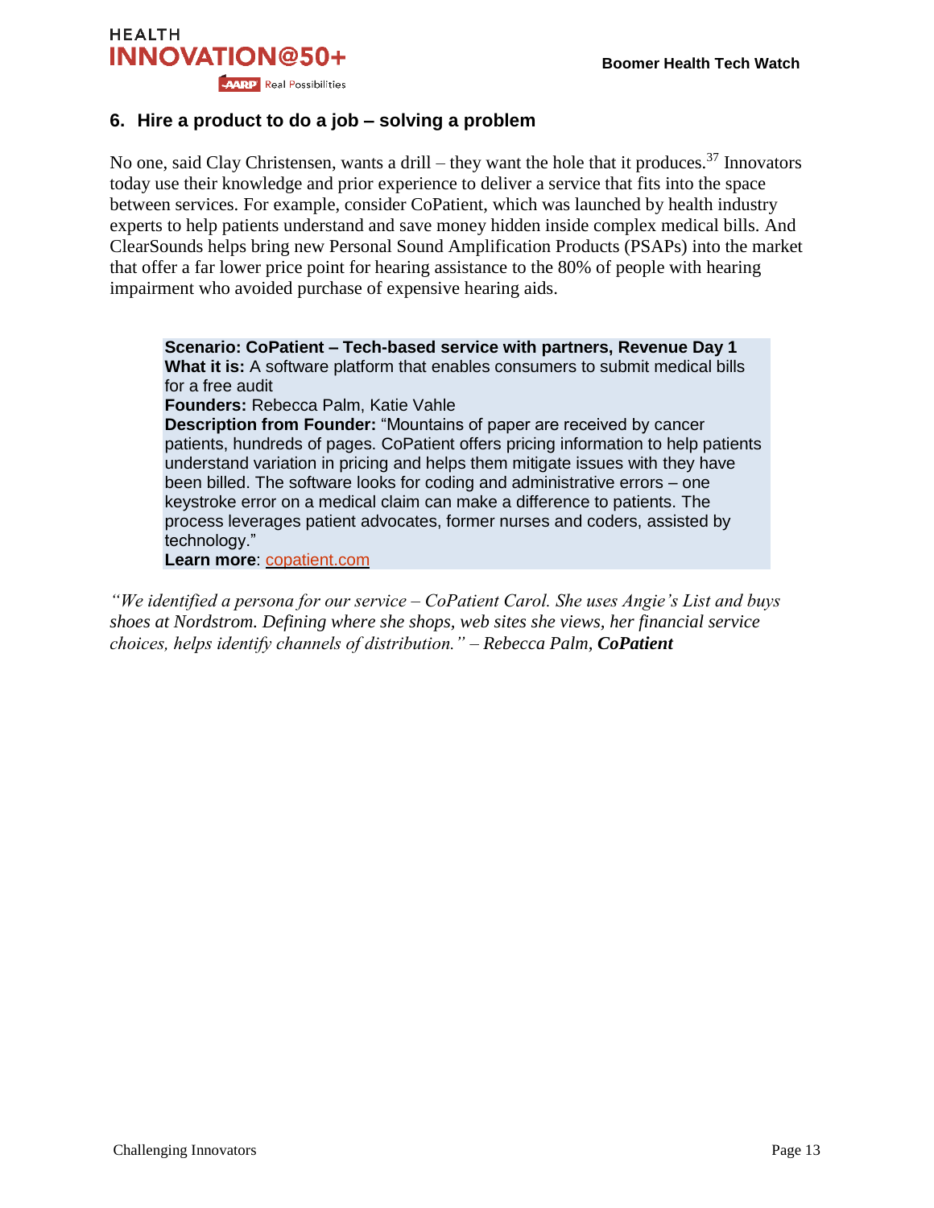## 6. Hire a product to do a job – solving a problem

No one, said Clay Christensen, wants a drill – they want the hole that it produces.[37] Innovators today use their knowledge and prior experience to deliver a service that fits into the space between services. For example, consider CoPatient, which was launched by health industry experts to help patients understand and save money hidden inside complex medical bills. And ClearSounds helps bring new Personal Sound Amplification Products (PSAPs) into the market that offer a far lower price point for hearing assistance to the 80% of people with hearing impairment who avoided purchase of expensive hearing aids.

> **Scenario: CoPatient – Tech-based service with partners, Revenue Day 1**
> **What it is:** A software platform that enables consumers to submit medical bills for a free audit
> **Founders:** Rebecca Palm, Katie Vahle
> **Description from Founder:** "Mountains of paper are received by cancer patients, hundreds of pages. CoPatient offers pricing information to help patients understand variation in pricing and helps them mitigate issues with they have been billed. The software looks for coding and administrative errors – one keystroke error on a medical claim can make a difference to patients. The process leverages patient advocates, former nurses and coders, assisted by technology."
> **Learn more**: [copatient.com](copatient.com)

*"We identified a persona for our service – CoPatient Carol. She uses Angie's List and buys shoes at Nordstrom. Defining where she shops, web sites she views, her financial service choices, helps identify channels of distribution." – Rebecca Palm, **CoPatient***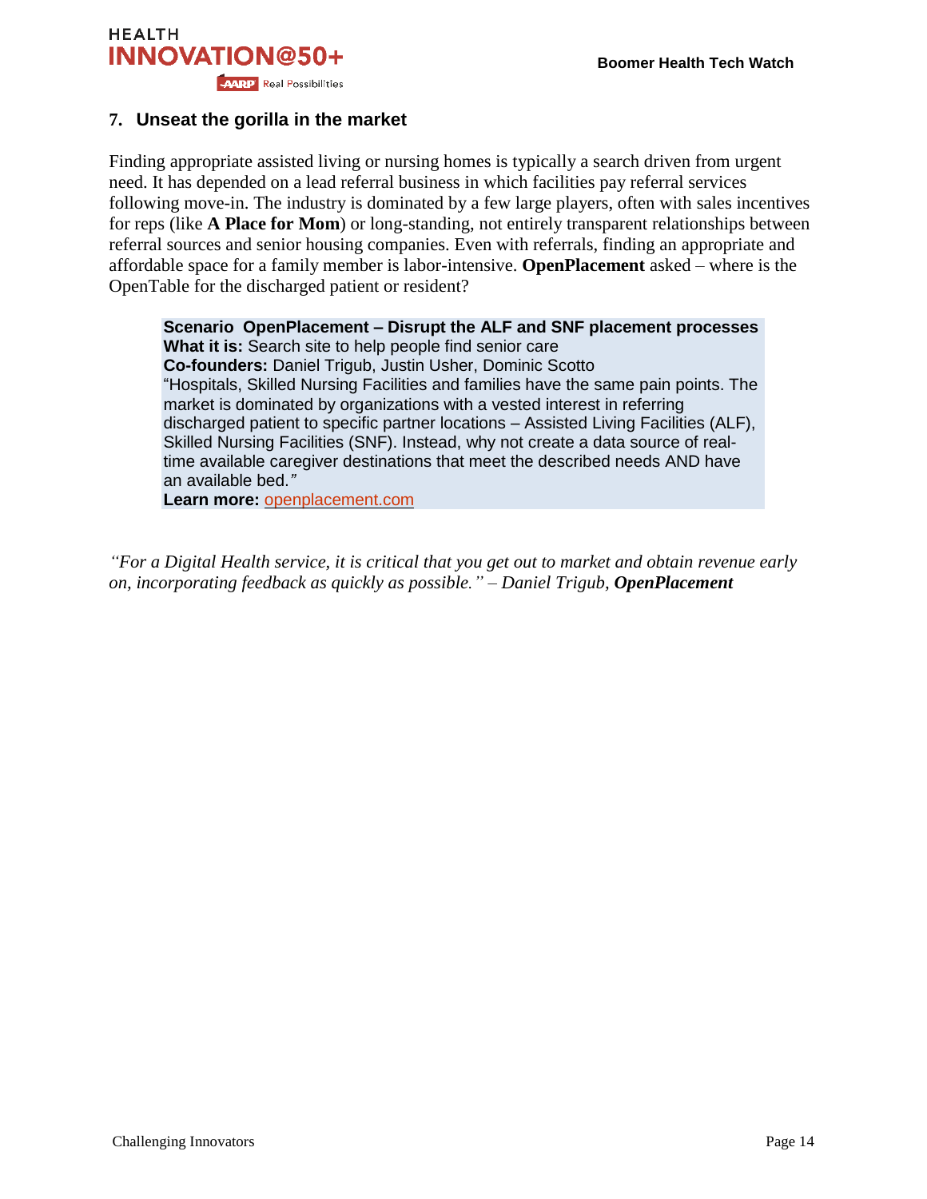## 7. Unseat the gorilla in the market

Finding appropriate assisted living or nursing homes is typically a search driven from urgent need. It has depended on a lead referral business in which facilities pay referral services following move-in. The industry is dominated by a few large players, often with sales incentives for reps (like **A Place for Mom**) or long-standing, not entirely transparent relationships between referral sources and senior housing companies. Even with referrals, finding an appropriate and affordable space for a family member is labor-intensive. **OpenPlacement** asked – where is the OpenTable for the discharged patient or resident?

> **Scenario OpenPlacement – Disrupt the ALF and SNF placement processes**
> **What it is:** Search site to help people find senior care
> **Co-founders:** Daniel Trigub, Justin Usher, Dominic Scotto
> "Hospitals, Skilled Nursing Facilities and families have the same pain points. The market is dominated by organizations with a vested interest in referring discharged patient to specific partner locations – Assisted Living Facilities (ALF), Skilled Nursing Facilities (SNF). Instead, why not create a data source of real-time available caregiver destinations that meet the described needs AND have an available bed."
> **Learn more:** openplacement.com

*"For a Digital Health service, it is critical that you get out to market and obtain revenue early on, incorporating feedback as quickly as possible." – Daniel Trigub, **OpenPlacement***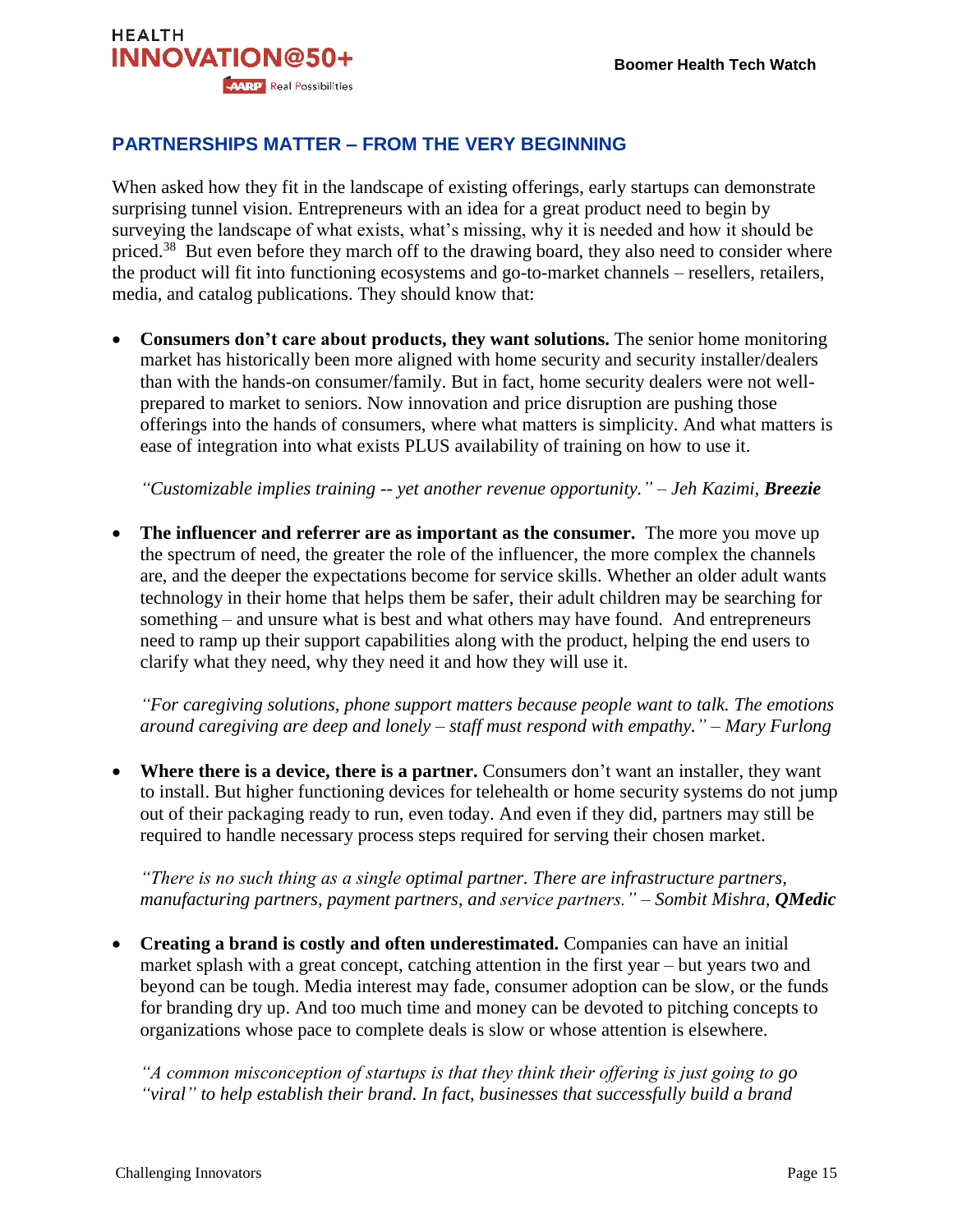## PARTNERSHIPS MATTER – FROM THE VERY BEGINNING

When asked how they fit in the landscape of existing offerings, early startups can demonstrate surprising tunnel vision. Entrepreneurs with an idea for a great product need to begin by surveying the landscape of what exists, what's missing, why it is needed and how it should be priced.[38] But even before they march off to the drawing board, they also need to consider where the product will fit into functioning ecosystems and go-to-market channels – resellers, retailers, media, and catalog publications. They should know that:

- **Consumers don't care about products, they want solutions.** The senior home monitoring market has historically been more aligned with home security and security installer/dealers than with the hands-on consumer/family. But in fact, home security dealers were not well-prepared to market to seniors. Now innovation and price disruption are pushing those offerings into the hands of consumers, where what matters is simplicity. And what matters is ease of integration into what exists PLUS availability of training on how to use it.

  *"Customizable implies training -- yet another revenue opportunity." – Jeh Kazimi, **Breezie***

- **The influencer and referrer are as important as the consumer.** The more you move up the spectrum of need, the greater the role of the influencer, the more complex the channels are, and the deeper the expectations become for service skills. Whether an older adult wants technology in their home that helps them be safer, their adult children may be searching for something – and unsure what is best and what others may have found. And entrepreneurs need to ramp up their support capabilities along with the product, helping the end users to clarify what they need, why they need it and how they will use it.

  *"For caregiving solutions, phone support matters because people want to talk. The emotions around caregiving are deep and lonely – staff must respond with empathy." – Mary Furlong*

- **Where there is a device, there is a partner.** Consumers don't want an installer, they want to install. But higher functioning devices for telehealth or home security systems do not jump out of their packaging ready to run, even today. And even if they did, partners may still be required to handle necessary process steps required for serving their chosen market.

  *"There is no such thing as a single optimal partner. There are infrastructure partners, manufacturing partners, payment partners, and service partners." – Sombit Mishra, **QMedic***

- **Creating a brand is costly and often underestimated.** Companies can have an initial market splash with a great concept, catching attention in the first year – but years two and beyond can be tough. Media interest may fade, consumer adoption can be slow, or the funds for branding dry up. And too much time and money can be devoted to pitching concepts to organizations whose pace to complete deals is slow or whose attention is elsewhere.

  *"A common misconception of startups is that they think their offering is just going to go "viral" to help establish their brand. In fact, businesses that successfully build a brand*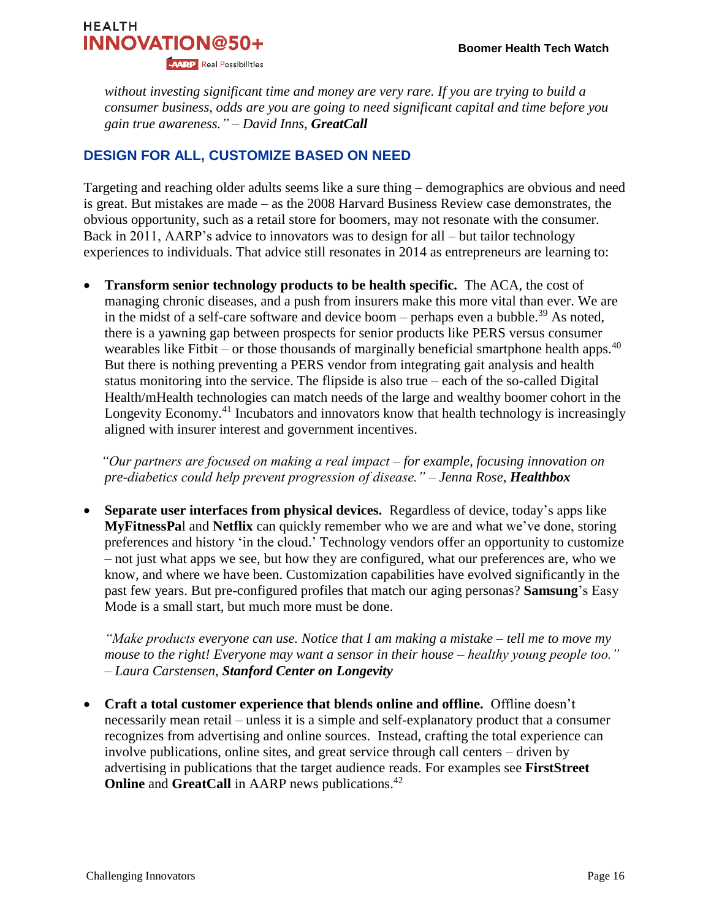*without investing significant time and money are very rare. If you are trying to build a consumer business, odds are you are going to need significant capital and time before you gain true awareness." – David Inns, **GreatCall***

## DESIGN FOR ALL, CUSTOMIZE BASED ON NEED

Targeting and reaching older adults seems like a sure thing – demographics are obvious and need is great. But mistakes are made – as the 2008 Harvard Business Review case demonstrates, the obvious opportunity, such as a retail store for boomers, may not resonate with the consumer. Back in 2011, AARP's advice to innovators was to design for all – but tailor technology experiences to individuals. That advice still resonates in 2014 as entrepreneurs are learning to:

- **Transform senior technology products to be health specific.** The ACA, the cost of managing chronic diseases, and a push from insurers make this more vital than ever. We are in the midst of a self-care software and device boom – perhaps even a bubble.[39] As noted, there is a yawning gap between prospects for senior products like PERS versus consumer wearables like Fitbit – or those thousands of marginally beneficial smartphone health apps.[40] But there is nothing preventing a PERS vendor from integrating gait analysis and health status monitoring into the service. The flipside is also true – each of the so-called Digital Health/mHealth technologies can match needs of the large and wealthy boomer cohort in the Longevity Economy.[41] Incubators and innovators know that health technology is increasingly aligned with insurer interest and government incentives.

*"Our partners are focused on making a real impact – for example, focusing innovation on pre-diabetics could help prevent progression of disease." – Jenna Rose, **Healthbox***

- **Separate user interfaces from physical devices.** Regardless of device, today's apps like **MyFitnessPa**l and **Netflix** can quickly remember who we are and what we've done, storing preferences and history 'in the cloud.' Technology vendors offer an opportunity to customize – not just what apps we see, but how they are configured, what our preferences are, who we know, and where we have been. Customization capabilities have evolved significantly in the past few years. But pre-configured profiles that match our aging personas? **Samsung**'s Easy Mode is a small start, but much more must be done.

*"Make products everyone can use. Notice that I am making a mistake – tell me to move my mouse to the right! Everyone may want a sensor in their house – healthy young people too." – Laura Carstensen, **Stanford Center on Longevity***

- **Craft a total customer experience that blends online and offline.** Offline doesn't necessarily mean retail – unless it is a simple and self-explanatory product that a consumer recognizes from advertising and online sources. Instead, crafting the total experience can involve publications, online sites, and great service through call centers – driven by advertising in publications that the target audience reads. For examples see **FirstStreet Online** and **GreatCall** in AARP news publications.[42]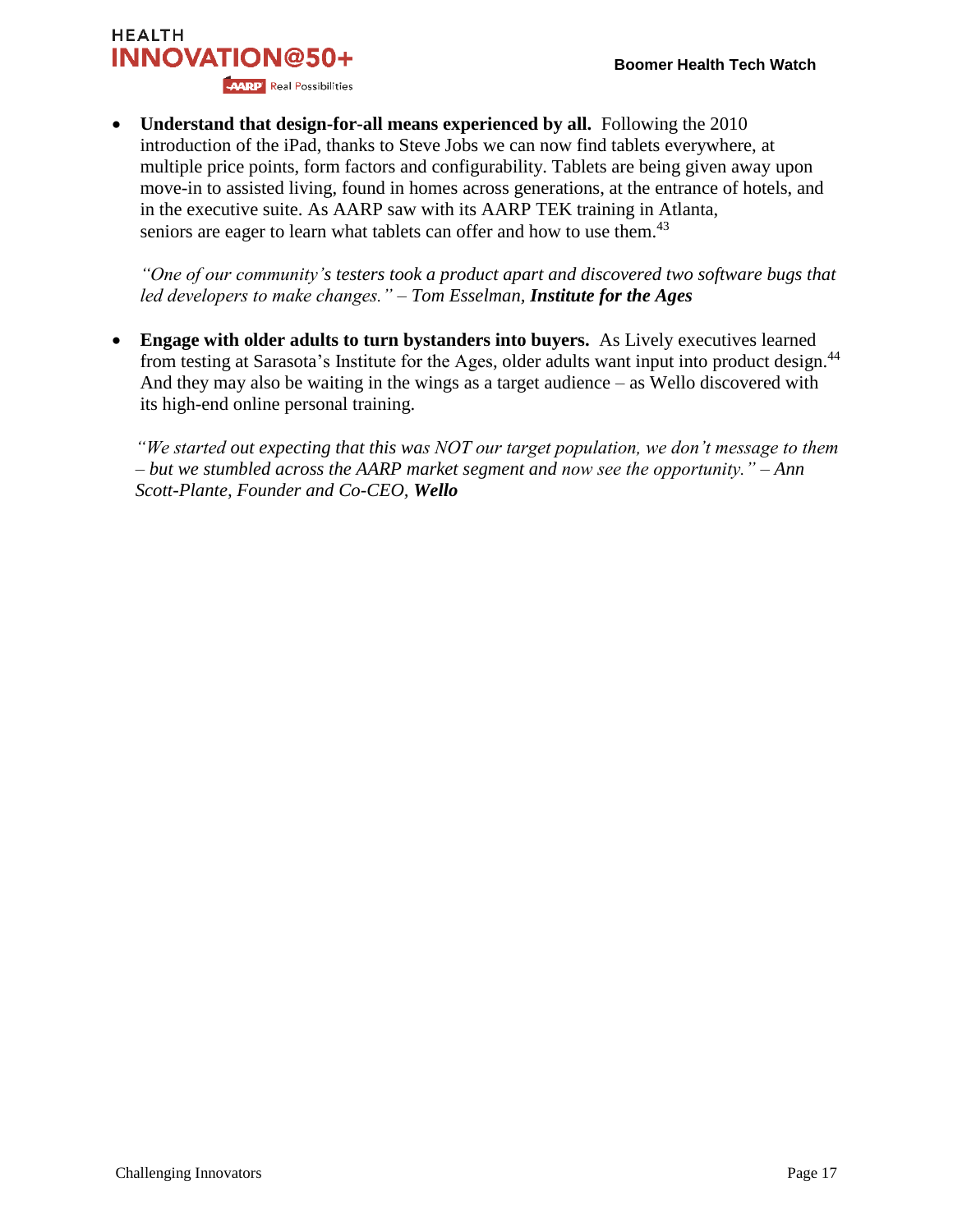- **Understand that design-for-all means experienced by all.** Following the 2010 introduction of the iPad, thanks to Steve Jobs we can now find tablets everywhere, at multiple price points, form factors and configurability. Tablets are being given away upon move-in to assisted living, found in homes across generations, at the entrance of hotels, and in the executive suite. As AARP saw with its AARP TEK training in Atlanta, seniors are eager to learn what tablets can offer and how to use them.[43]

  *"One of our community's testers took a product apart and discovered two software bugs that led developers to make changes." – Tom Esselman,* ***Institute for the Ages***

- **Engage with older adults to turn bystanders into buyers.** As Lively executives learned from testing at Sarasota's Institute for the Ages, older adults want input into product design.[44] And they may also be waiting in the wings as a target audience – as Wello discovered with its high-end online personal training.

  *"We started out expecting that this was NOT our target population, we don't message to them – but we stumbled across the AARP market segment and now see the opportunity." – Ann Scott-Plante, Founder and Co-CEO,* ***Wello***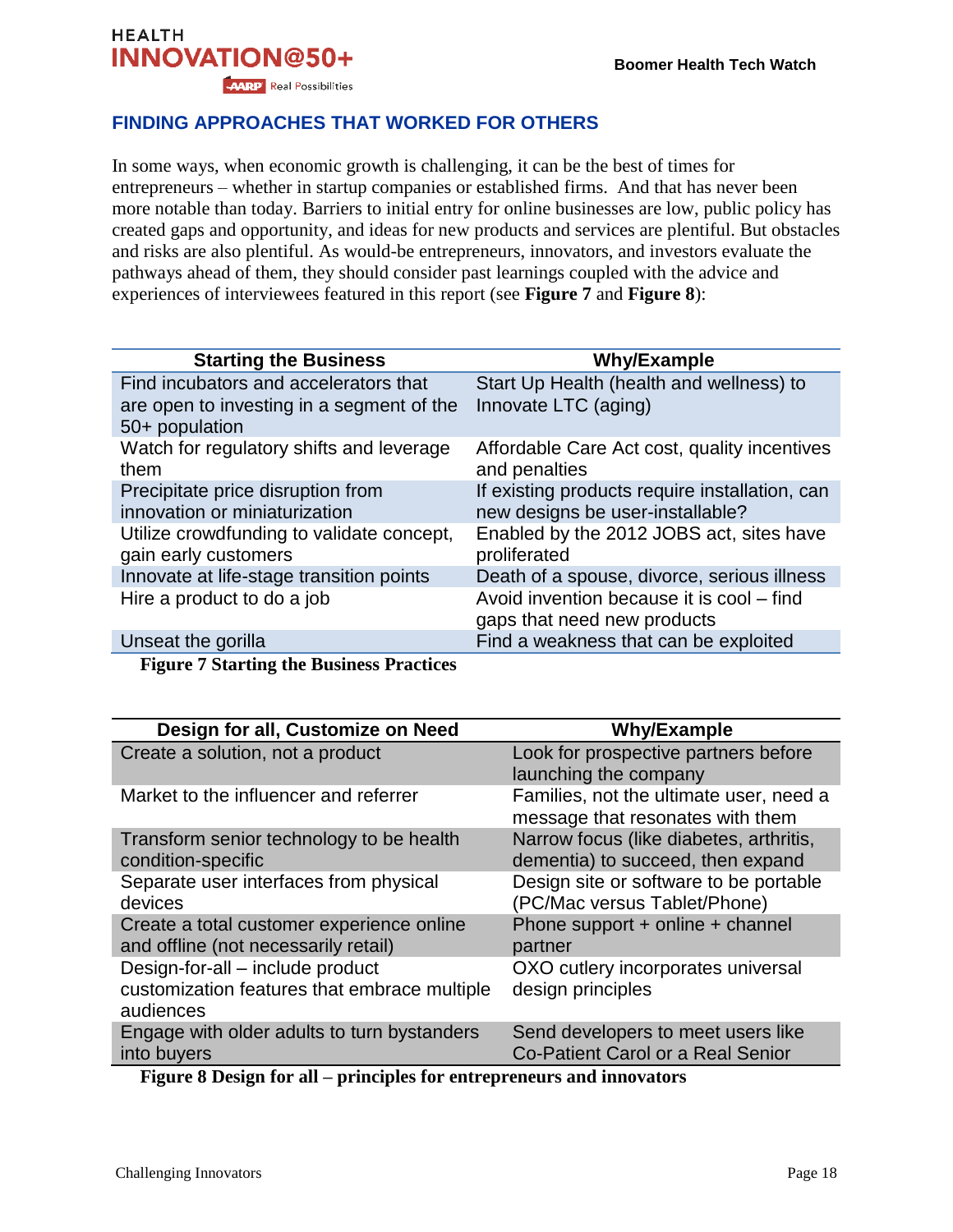## FINDING APPROACHES THAT WORKED FOR OTHERS

In some ways, when economic growth is challenging, it can be the best of times for entrepreneurs – whether in startup companies or established firms. And that has never been more notable than today. Barriers to initial entry for online businesses are low, public policy has created gaps and opportunity, and ideas for new products and services are plentiful. But obstacles and risks are also plentiful. As would-be entrepreneurs, innovators, and investors evaluate the pathways ahead of them, they should consider past learnings coupled with the advice and experiences of interviewees featured in this report (see **Figure 7** and **Figure 8**):

| Starting the Business | Why/Example |
|---|---|
| Find incubators and accelerators that are open to investing in a segment of the 50+ population | Start Up Health (health and wellness) to Innovate LTC (aging) |
| Watch for regulatory shifts and leverage them | Affordable Care Act cost, quality incentives and penalties |
| Precipitate price disruption from innovation or miniaturization | If existing products require installation, can new designs be user-installable? |
| Utilize crowdfunding to validate concept, gain early customers | Enabled by the 2012 JOBS act, sites have proliferated |
| Innovate at life-stage transition points | Death of a spouse, divorce, serious illness |
| Hire a product to do a job | Avoid invention because it is cool – find gaps that need new products |
| Unseat the gorilla | Find a weakness that can be exploited |

**Figure 7 Starting the Business Practices**

| Design for all, Customize on Need | Why/Example |
|---|---|
| Create a solution, not a product | Look for prospective partners before launching the company |
| Market to the influencer and referrer | Families, not the ultimate user, need a message that resonates with them |
| Transform senior technology to be health condition-specific | Narrow focus (like diabetes, arthritis, dementia) to succeed, then expand |
| Separate user interfaces from physical devices | Design site or software to be portable (PC/Mac versus Tablet/Phone) |
| Create a total customer experience online and offline (not necessarily retail) | Phone support + online + channel partner |
| Design-for-all – include product customization features that embrace multiple audiences | OXO cutlery incorporates universal design principles |
| Engage with older adults to turn bystanders into buyers | Send developers to meet users like Co-Patient Carol or a Real Senior |

**Figure 8 Design for all – principles for entrepreneurs and innovators**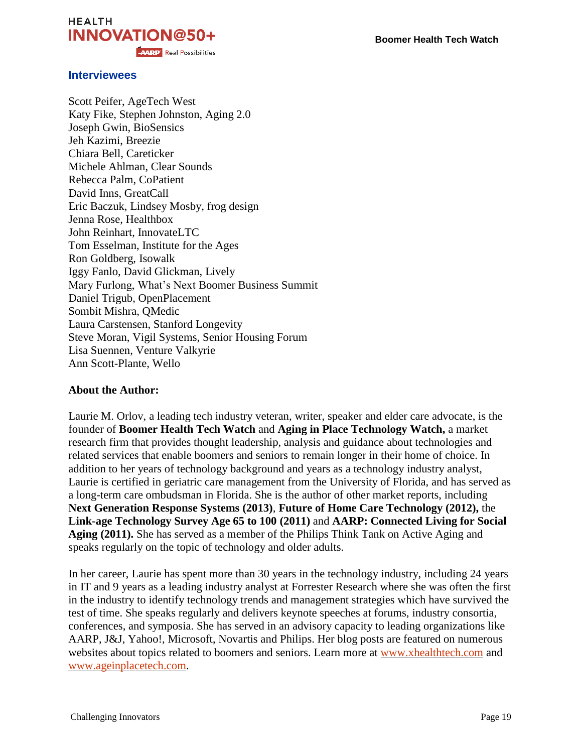## Interviewees

Scott Peifer, AgeTech West
Katy Fike, Stephen Johnston, Aging 2.0
Joseph Gwin, BioSensics
Jeh Kazimi, Breezie
Chiara Bell, Careticker
Michele Ahlman, Clear Sounds
Rebecca Palm, CoPatient
David Inns, GreatCall
Eric Baczuk, Lindsey Mosby, frog design
Jenna Rose, Healthbox
John Reinhart, InnovateLTC
Tom Esselman, Institute for the Ages
Ron Goldberg, Isowalk
Iggy Fanlo, David Glickman, Lively
Mary Furlong, What's Next Boomer Business Summit
Daniel Trigub, OpenPlacement
Sombit Mishra, QMedic
Laura Carstensen, Stanford Longevity
Steve Moran, Vigil Systems, Senior Housing Forum
Lisa Suennen, Venture Valkyrie
Ann Scott-Plante, Wello

**About the Author:**

Laurie M. Orlov, a leading tech industry veteran, writer, speaker and elder care advocate, is the founder of **Boomer Health Tech Watch** and **Aging in Place Technology Watch,** a market research firm that provides thought leadership, analysis and guidance about technologies and related services that enable boomers and seniors to remain longer in their home of choice. In addition to her years of technology background and years as a technology industry analyst, Laurie is certified in geriatric care management from the University of Florida, and has served as a long-term care ombudsman in Florida. She is the author of other market reports, including **Next Generation Response Systems (2013)**, **Future of Home Care Technology (2012),** the **Link-age Technology Survey Age 65 to 100 (2011)** and **AARP: Connected Living for Social Aging (2011).** She has served as a member of the Philips Think Tank on Active Aging and speaks regularly on the topic of technology and older adults.

In her career, Laurie has spent more than 30 years in the technology industry, including 24 years in IT and 9 years as a leading industry analyst at Forrester Research where she was often the first in the industry to identify technology trends and management strategies which have survived the test of time. She speaks regularly and delivers keynote speeches at forums, industry consortia, conferences, and symposia. She has served in an advisory capacity to leading organizations like AARP, J&J, Yahoo!, Microsoft, Novartis and Philips. Her blog posts are featured on numerous websites about topics related to boomers and seniors. Learn more at [www.xhealthtech.com](www.xhealthtech.com) and [www.ageinplacetech.com](www.ageinplacetech.com).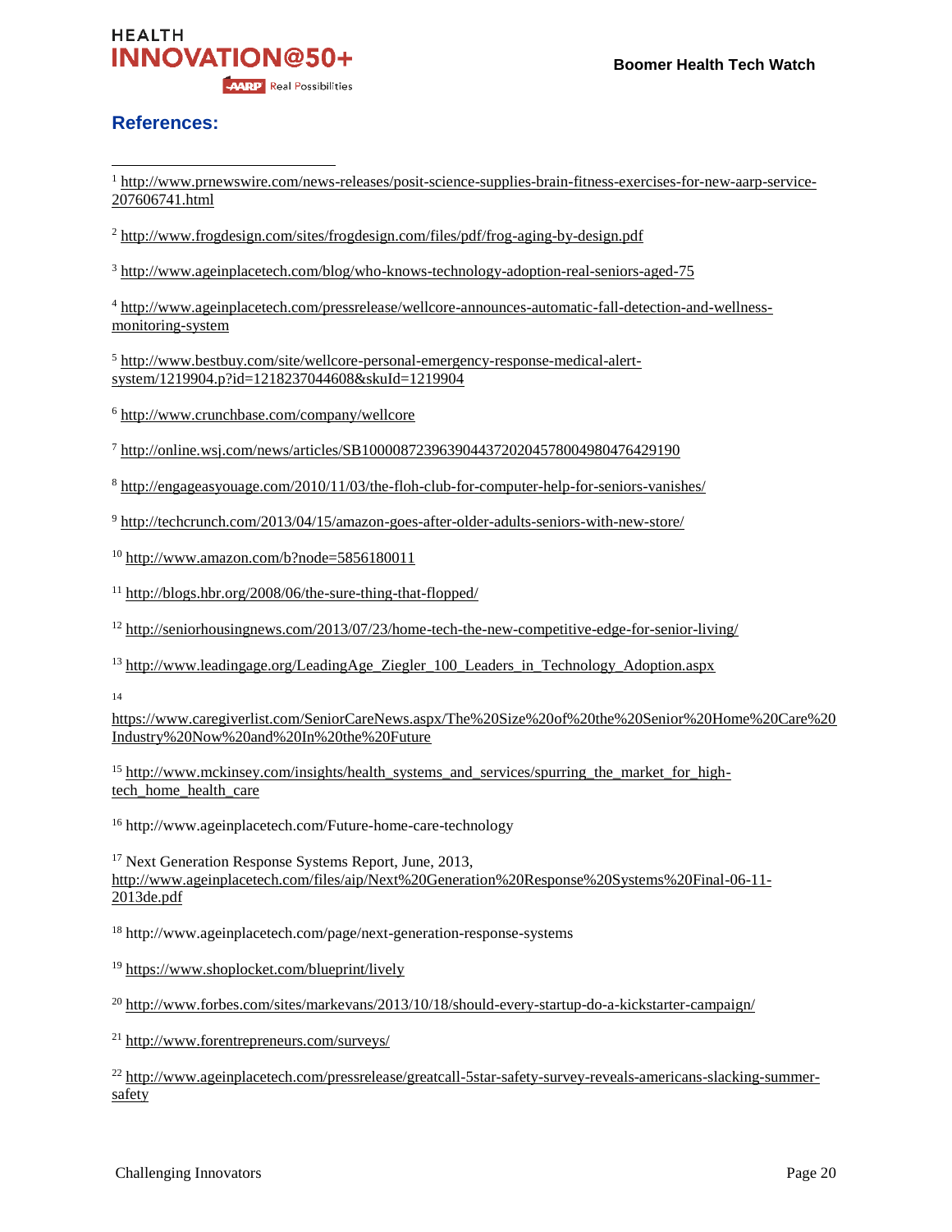## References:

[1] http://www.prnewswire.com/news-releases/posit-science-supplies-brain-fitness-exercises-for-new-aarp-service-207606741.html

[2] http://www.frogdesign.com/sites/frogdesign.com/files/pdf/frog-aging-by-design.pdf

[3] http://www.ageinplacetech.com/blog/who-knows-technology-adoption-real-seniors-aged-75

[4] http://www.ageinplacetech.com/pressrelease/wellcore-announces-automatic-fall-detection-and-wellness-monitoring-system

[5] http://www.bestbuy.com/site/wellcore-personal-emergency-response-medical-alert-system/1219904.p?id=1218237044608&skuId=1219904

[6] http://www.crunchbase.com/company/wellcore

[7] http://online.wsj.com/news/articles/SB10000872396390443720204578004980476429190

[8] http://engageasyouage.com/2010/11/03/the-floh-club-for-computer-help-for-seniors-vanishes/

[9] http://techcrunch.com/2013/04/15/amazon-goes-after-older-adults-seniors-with-new-store/

[10] http://www.amazon.com/b?node=5856180011

[11] http://blogs.hbr.org/2008/06/the-sure-thing-that-flopped/

[12] http://seniorhousingnews.com/2013/07/23/home-tech-the-new-competitive-edge-for-senior-living/

[13] http://www.leadingage.org/LeadingAge_Ziegler_100_Leaders_in_Technology_Adoption.aspx

[14] https://www.caregiverlist.com/SeniorCareNews.aspx/The%20Size%20of%20the%20Senior%20Home%20Care%20Industry%20Now%20and%20In%20the%20Future

[15] http://www.mckinsey.com/insights/health_systems_and_services/spurring_the_market_for_high-tech_home_health_care

[16] http://www.ageinplacetech.com/Future-home-care-technology

[17] Next Generation Response Systems Report, June, 2013, http://www.ageinplacetech.com/files/aip/Next%20Generation%20Response%20Systems%20Final-06-11-2013de.pdf

[18] http://www.ageinplacetech.com/page/next-generation-response-systems

[19] https://www.shoplocket.com/blueprint/lively

[20] http://www.forbes.com/sites/markevans/2013/10/18/should-every-startup-do-a-kickstarter-campaign/

[21] http://www.forentrepreneurs.com/surveys/

[22] http://www.ageinplacetech.com/pressrelease/greatcall-5star-safety-survey-reveals-americans-slacking-summer-safety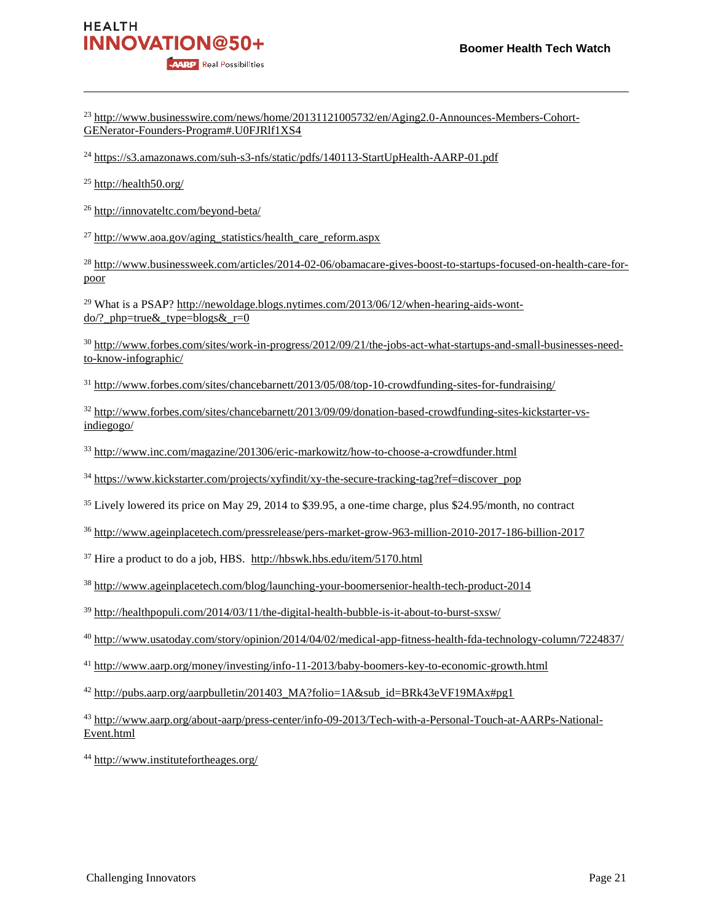[23] http://www.businesswire.com/news/home/20131121005732/en/Aging2.0-Announces-Members-Cohort-GENerator-Founders-Program#.U0FJRlf1XS4

[24] https://s3.amazonaws.com/suh-s3-nfs/static/pdfs/140113-StartUpHealth-AARP-01.pdf

[25] http://health50.org/

[26] http://innovateltc.com/beyond-beta/

[27] http://www.aoa.gov/aging_statistics/health_care_reform.aspx

[28] http://www.businessweek.com/articles/2014-02-06/obamacare-gives-boost-to-startups-focused-on-health-care-for-poor

[29] What is a PSAP? http://newoldage.blogs.nytimes.com/2013/06/12/when-hearing-aids-wont-do/?_php=true&_type=blogs&_r=0

[30] http://www.forbes.com/sites/work-in-progress/2012/09/21/the-jobs-act-what-startups-and-small-businesses-need-to-know-infographic/

[31] http://www.forbes.com/sites/chancebarnett/2013/05/08/top-10-crowdfunding-sites-for-fundraising/

[32] http://www.forbes.com/sites/chancebarnett/2013/09/09/donation-based-crowdfunding-sites-kickstarter-vs-indiegogo/

[33] http://www.inc.com/magazine/201306/eric-markowitz/how-to-choose-a-crowdfunder.html

[34] https://www.kickstarter.com/projects/xyfindit/xy-the-secure-tracking-tag?ref=discover_pop

[35] Lively lowered its price on May 29, 2014 to $39.95, a one-time charge, plus $24.95/month, no contract

[36] http://www.ageinplacetech.com/pressrelease/pers-market-grow-963-million-2010-2017-186-billion-2017

[37] Hire a product to do a job, HBS. http://hbswk.hbs.edu/item/5170.html

[38] http://www.ageinplacetech.com/blog/launching-your-boomersenior-health-tech-product-2014

[39] http://healthpopuli.com/2014/03/11/the-digital-health-bubble-is-it-about-to-burst-sxsw/

[40] http://www.usatoday.com/story/opinion/2014/04/02/medical-app-fitness-health-fda-technology-column/7224837/

[41] http://www.aarp.org/money/investing/info-11-2013/baby-boomers-key-to-economic-growth.html

[42] http://pubs.aarp.org/aarpbulletin/201403_MA?folio=1A&sub_id=BRk43eVF19MAx#pg1

[43] http://www.aarp.org/about-aarp/press-center/info-09-2013/Tech-with-a-Personal-Touch-at-AARPs-National-Event.html

[44] http://www.institutefortheages.org/